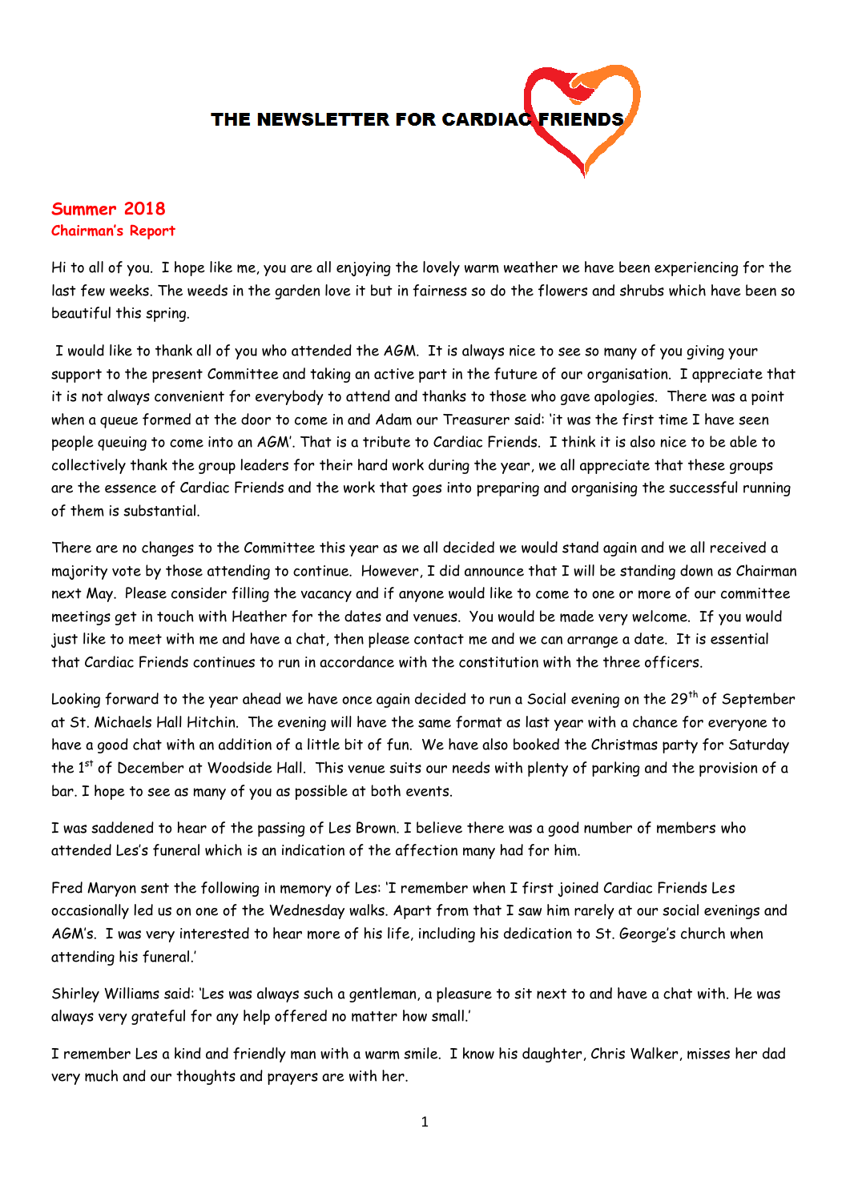# THE NEWSLETTER FOR CARDIAC FRIENDS

## Summer 2018

### Chairman's Report

Hi to all of you. I hope like me, you are all enjoying the lovely warm weather we have been experiencing for the last few weeks. The weeds in the garden love it but in fairness so do the flowers and shrubs which have been so beautiful this spring.

I would like to thank all of you who attended the AGM. It is always nice to see so many of you giving your support to the present Committee and taking an active part in the future of our organisation. I appreciate that it is not always convenient for everybody to attend and thanks to those who gave apologies. There was a point when a queue formed at the door to come in and Adam our Treasurer said: 'it was the first time I have seen people queuing to come into an AGM'. That is a tribute to Cardiac Friends. I think it is also nice to be able to collectively thank the group leaders for their hard work during the year, we all appreciate that these groups are the essence of Cardiac Friends and the work that goes into preparing and organising the successful running of them is substantial.

There are no changes to the Committee this year as we all decided we would stand again and we all received a majority vote by those attending to continue. However, I did announce that I will be standing down as Chairman next May. Please consider filling the vacancy and if anyone would like to come to one or more of our committee meetings get in touch with Heather for the dates and venues. You would be made very welcome. If you would just like to meet with me and have a chat, then please contact me and we can arrange a date. It is essential that Cardiac Friends continues to run in accordance with the constitution with the three officers.

Looking forward to the year ahead we have once again decided to run a Social evening on the 29th of September at St. Michaels Hall Hitchin. The evening will have the same format as last year with a chance for everyone to have a good chat with an addition of a little bit of fun. We have also booked the Christmas party for Saturday the 1st of December at Woodside Hall. This venue suits our needs with plenty of parking and the provision of a bar. I hope to see as many of you as possible at both events.

I was saddened to hear of the passing of Les Brown. I believe there was a good number of members who attended Les's funeral which is an indication of the affection many had for him.

Fred Maryon sent the following in memory of Les: 'I remember when I first joined Cardiac Friends Les occasionally led us on one of the Wednesday walks. Apart from that I saw him rarely at our social evenings and AGM's. I was very interested to hear more of his life, including his dedication to St. George's church when attending his funeral.'

Shirley Williams said: 'Les was always such a gentleman, a pleasure to sit next to and have a chat with. He was always very grateful for any help offered no matter how small.'

I remember Les a kind and friendly man with a warm smile. I know his daughter, Chris Walker, misses her dad very much and our thoughts and prayers are with her.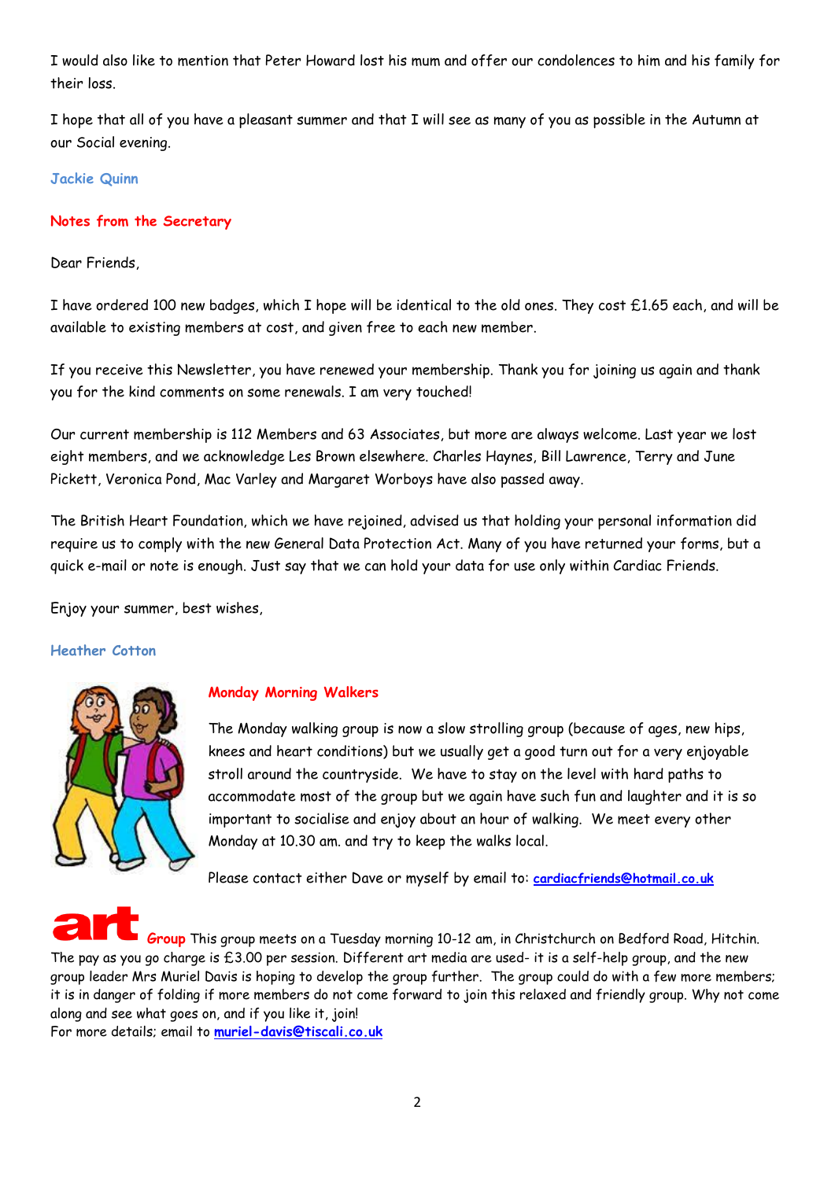I would also like to mention that Peter Howard lost his mum and offer our condolences to him and his family for their loss.

I hope that all of you have a pleasant summer and that I will see as many of you as possible in the Autumn at our Social evening.

**Jackie Quinn**

## Notes from the Secretary

Dear Friends,

I have ordered 100 new badges, which I hope will be identical to the old ones. They cost £1.65 each, and will be available to existing members at cost, and given free to each new member.

If you receive this Newsletter, you have renewed your membership. Thank you for joining us again and thank you for the kind comments on some renewals. I am very touched!

Our current membership is 112 Members and 63 Associates, but more are always welcome. Last year we lost eight members, and we acknowledge Les Brown elsewhere. Charles Haynes, Bill Lawrence, Terry and June Pickett, Veronica Pond, Mac Varley and Margaret Worboys have also passed away.

The British Heart Foundation, which we have rejoined, advised us that holding your personal information did require us to comply with the new General Data Protection Act. Many of you have returned your forms, but a quick e-mail or note is enough. Just say that we can hold your data for use only within Cardiac Friends.

Enjoy your summer, best wishes,

**Heather Cotton**

## Monday Morning Walkers

The Monday walking group is now a slow strolling group (because of ages, new hips, knees and heart conditions) but we usually get a good turn out for a very enjoyable stroll around the countryside. We have to stay on the level with hard paths to accommodate most of the group but we again have such fun and laughter and it is so important to socialise and enjoy about an hour of walking. We meet every other Monday at 10.30 am. and try to keep the walks local.

Please contact either Dave or myself by email to: **cardiacfriends@hotmail.co.uk**

## art Group

This group meets on a Tuesday morning 10-12 am, in Christchurch on Bedford Road, Hitchin. The pay as you go charge is £3.00 per session. Different art media are used- it is a self-help group, and the new group leader Mrs Muriel Davis is hoping to develop the group further. The group could do with a few more members; it is in danger of folding if more members do not come forward to join this relaxed and friendly group. Why not come along and see what goes on, and if you like it, join!

For more details; email to **muriel-davis@tiscali.co.uk**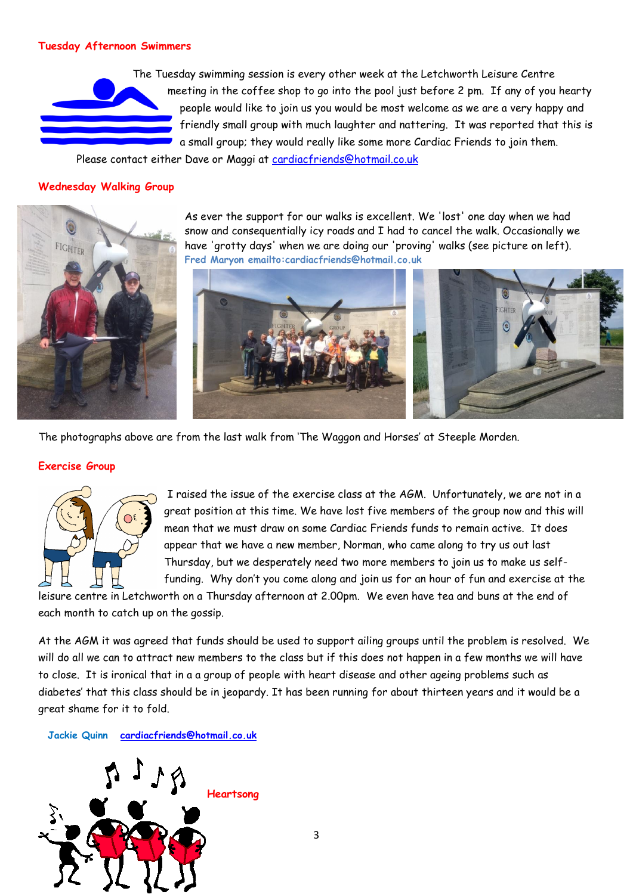### Tuesday Afternoon Swimmers

The Tuesday swimming session is every other week at the Letchworth Leisure Centre meeting in the coffee shop to go into the pool just before 2 pm. If any of you hearty people would like to join us you would be most welcome as we are a very happy and friendly small group with much laughter and nattering. It was reported that this is a small group; they would really like some more Cardiac Friends to join them.

Please contact either Dave or Maggi at cardiacfriends@hotmail.co.uk

### Wednesday Walking Group

As ever the support for our walks is excellent. We 'lost' one day when we had snow and consequentially icy roads and I had to cancel the walk. Occasionally we have 'grotty days' when we are doing our 'proving' walks (see picture on left).

**Fred Maryon emailto:cardiacfriends@hotmail.co.uk**

The photographs above are from the last walk from 'The Waggon and Horses' at Steeple Morden.

### Exercise Group

I raised the issue of the exercise class at the AGM. Unfortunately, we are not in a great position at this time. We have lost five members of the group now and this will mean that we must draw on some Cardiac Friends funds to remain active. It does appear that we have a new member, Norman, who came along to try us out last Thursday, but we desperately need two more members to join us to make us self-funding. Why don't you come along and join us for an hour of fun and exercise at the leisure centre in Letchworth on a Thursday afternoon at 2.00pm. We even have tea and buns at the end of each month to catch up on the gossip.

At the AGM it was agreed that funds should be used to support ailing groups until the problem is resolved. We will do all we can to attract new members to the class but if this does not happen in a few months we will have to close. It is ironical that in a a group of people with heart disease and other ageing problems such as diabetes' that this class should be in jeopardy. It has been running for about thirteen years and it would be a great shame for it to fold.

**Jackie Quinn** cardiacfriends@hotmail.co.uk

### Heartsong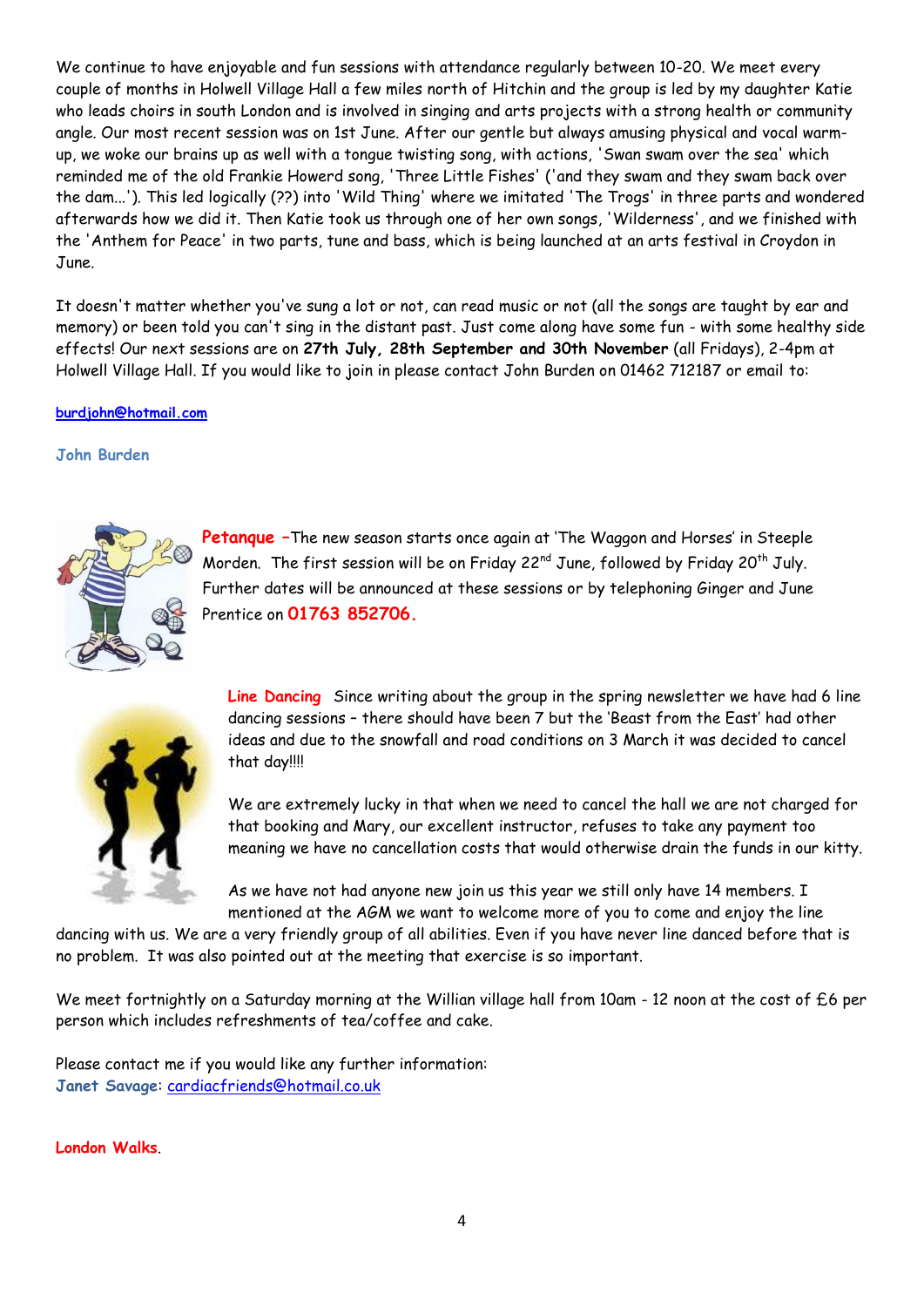We continue to have enjoyable and fun sessions with attendance regularly between 10-20. We meet every couple of months in Holwell Village Hall a few miles north of Hitchin and the group is led by my daughter Katie who leads choirs in south London and is involved in singing and arts projects with a strong health or community angle. Our most recent session was on 1st June. After our gentle but always amusing physical and vocal warm-up, we woke our brains up as well with a tongue twisting song, with actions, 'Swan swam over the sea' which reminded me of the old Frankie Howerd song, 'Three Little Fishes' ('and they swam and they swam back over the dam...'). This led logically (??) into 'Wild Thing' where we imitated 'The Trogs' in three parts and wondered afterwards how we did it. Then Katie took us through one of her own songs, 'Wilderness', and we finished with the 'Anthem for Peace' in two parts, tune and bass, which is being launched at an arts festival in Croydon in June.

It doesn't matter whether you've sung a lot or not, can read music or not (all the songs are taught by ear and memory) or been told you can't sing in the distant past. Just come along have some fun - with some healthy side effects! Our next sessions are on **27th July, 28th September and 30th November** (all Fridays), 2-4pm at Holwell Village Hall. If you would like to join in please contact John Burden on 01462 712187 or email to:

**burdjohn@hotmail.com**

**John Burden**

**Petanque** –The new season starts once again at 'The Waggon and Horses' in Steeple Morden. The first session will be on Friday 22nd June, followed by Friday 20th July. Further dates will be announced at these sessions or by telephoning Ginger and June Prentice on **01763 852706.**

**Line Dancing** Since writing about the group in the spring newsletter we have had 6 line dancing sessions – there should have been 7 but the 'Beast from the East' had other ideas and due to the snowfall and road conditions on 3 March it was decided to cancel that day!!!!

We are extremely lucky in that when we need to cancel the hall we are not charged for that booking and Mary, our excellent instructor, refuses to take any payment too meaning we have no cancellation costs that would otherwise drain the funds in our kitty.

As we have not had anyone new join us this year we still only have 14 members. I mentioned at the AGM we want to welcome more of you to come and enjoy the line dancing with us. We are a very friendly group of all abilities. Even if you have never line danced before that is no problem. It was also pointed out at the meeting that exercise is so important.

We meet fortnightly on a Saturday morning at the Willian village hall from 10am - 12 noon at the cost of £6 per person which includes refreshments of tea/coffee and cake.

Please contact me if you would like any further information:
**Janet Savage**: cardiacfriends@hotmail.co.uk

**London Walks**.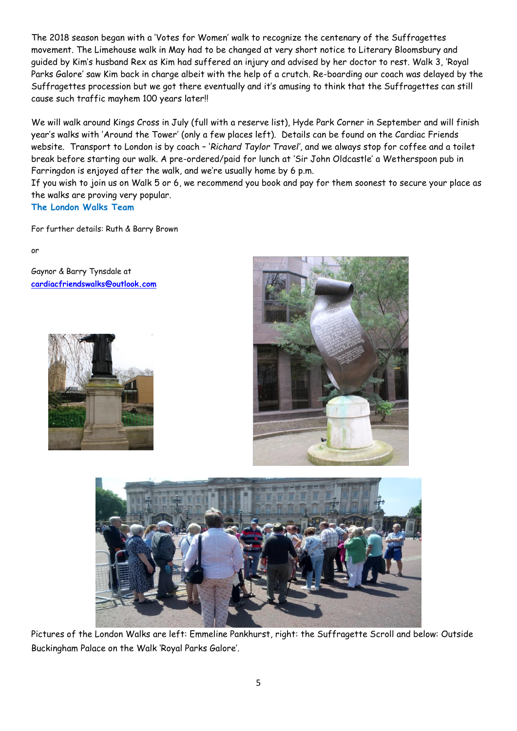The 2018 season began with a 'Votes for Women' walk to recognize the centenary of the Suffragettes movement. The Limehouse walk in May had to be changed at very short notice to Literary Bloomsbury and guided by Kim's husband Rex as Kim had suffered an injury and advised by her doctor to rest. Walk 3, 'Royal Parks Galore' saw Kim back in charge albeit with the help of a crutch. Re-boarding our coach was delayed by the Suffragettes procession but we got there eventually and it's amusing to think that the Suffragettes can still cause such traffic mayhem 100 years later!!

We will walk around Kings Cross in July (full with a reserve list), Hyde Park Corner in September and will finish year's walks with 'Around the Tower' (only a few places left). Details can be found on the Cardiac Friends website. Transport to London is by coach – '*Richard Taylor Travel*', and we always stop for coffee and a toilet break before starting our walk. A pre-ordered/paid for lunch at 'Sir John Oldcastle' a Wetherspoon pub in Farringdon is enjoyed after the walk, and we're usually home by 6 p.m.
If you wish to join us on Walk 5 or 6, we recommend you book and pay for them soonest to secure your place as the walks are proving very popular.

**The London Walks Team**

For further details: Ruth & Barry Brown

or

Gaynor & Barry Tynsdale at
**cardiacfriendswalks@outlook.com**

Pictures of the London Walks are left: Emmeline Pankhurst, right: the Suffragette Scroll and below: Outside Buckingham Palace on the Walk 'Royal Parks Galore'.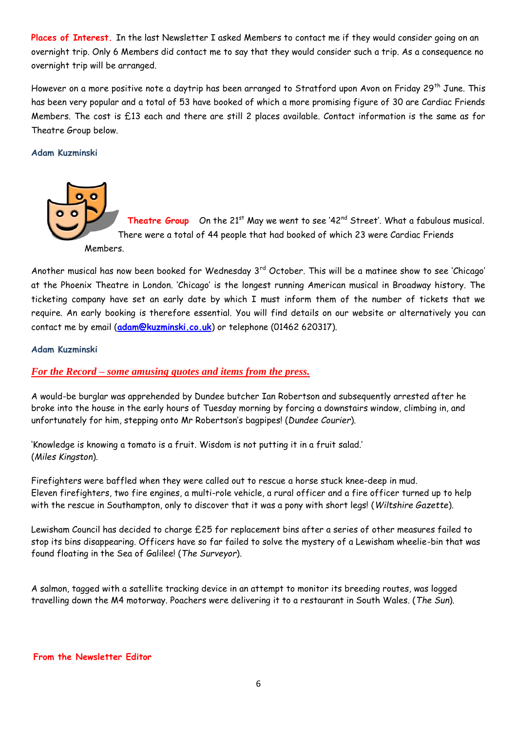**Places of Interest.** In the last Newsletter I asked Members to contact me if they would consider going on an overnight trip. Only 6 Members did contact me to say that they would consider such a trip. As a consequence no overnight trip will be arranged.

However on a more positive note a daytrip has been arranged to Stratford upon Avon on Friday 29th June. This has been very popular and a total of 53 have booked of which a more promising figure of 30 are Cardiac Friends Members. The cost is £13 each and there are still 2 places available. Contact information is the same as for Theatre Group below.

**Adam Kuzminski**

**Theatre Group** On the 21st May we went to see '42nd Street'. What a fabulous musical. There were a total of 44 people that had booked of which 23 were Cardiac Friends Members.

Another musical has now been booked for Wednesday 3rd October. This will be a matinee show to see 'Chicago' at the Phoenix Theatre in London. 'Chicago' is the longest running American musical in Broadway history. The ticketing company have set an early date by which I must inform them of the number of tickets that we require. An early booking is therefore essential. You will find details on our website or alternatively you can contact me by email (**adam@kuzminski.co.uk**) or telephone (01462 620317).

**Adam Kuzminski**

## *For the Record – some amusing quotes and items from the press.*

A would-be burglar was apprehended by Dundee butcher Ian Robertson and subsequently arrested after he broke into the house in the early hours of Tuesday morning by forcing a downstairs window, climbing in, and unfortunately for him, stepping onto Mr Robertson's bagpipes! (*Dundee Courier*).

'Knowledge is knowing a tomato is a fruit. Wisdom is not putting it in a fruit salad.'
(*Miles Kingston*).

Firefighters were baffled when they were called out to rescue a horse stuck knee-deep in mud.
Eleven firefighters, two fire engines, a multi-role vehicle, a rural officer and a fire officer turned up to help with the rescue in Southampton, only to discover that it was a pony with short legs! (*Wiltshire Gazette*).

Lewisham Council has decided to charge £25 for replacement bins after a series of other measures failed to stop its bins disappearing. Officers have so far failed to solve the mystery of a Lewisham wheelie-bin that was found floating in the Sea of Galilee! (*The Surveyor*).

A salmon, tagged with a satellite tracking device in an attempt to monitor its breeding routes, was logged travelling down the M4 motorway. Poachers were delivering it to a restaurant in South Wales. (*The Sun*).

**From the Newsletter Editor**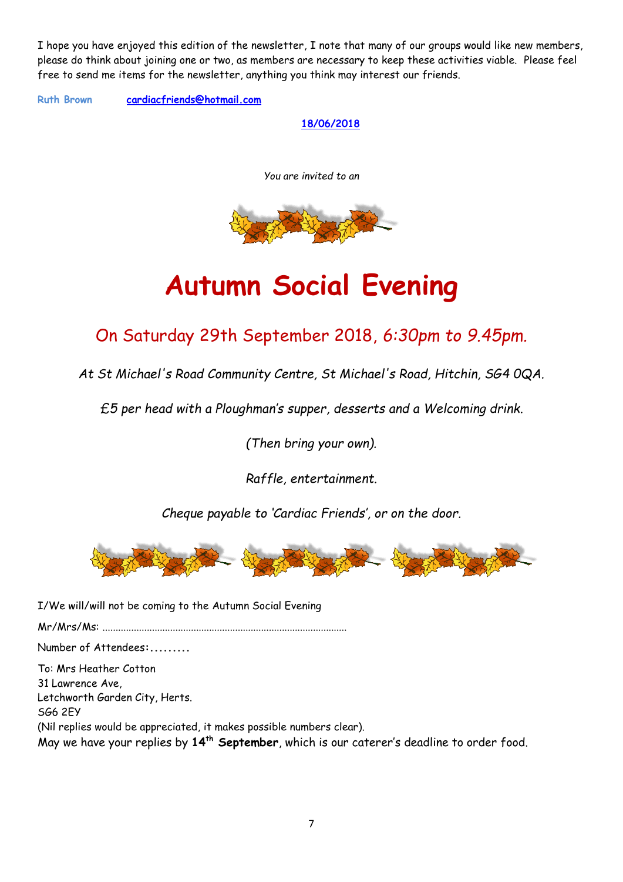I hope you have enjoyed this edition of the newsletter, I note that many of our groups would like new members, please do think about joining one or two, as members are necessary to keep these activities viable. Please feel free to send me items for the newsletter, anything you think may interest our friends.

**Ruth Brown** cardiacfriends@hotmail.com

**18/06/2018**

*You are invited to an*

# Autumn Social Evening

## On Saturday 29th September 2018, *6:30pm to 9.45pm.*

*At St Michael's Road Community Centre, St Michael's Road, Hitchin, SG4 0QA.*

*£5 per head with a Ploughman's supper, desserts and a Welcoming drink.*

*(Then bring your own).*

*Raffle, entertainment.*

*Cheque payable to 'Cardiac Friends', or on the door.*

I/We will/will not be coming to the Autumn Social Evening

Mr/Mrs/Ms: ..........................................................................................

Number of Attendees:.........

To: Mrs Heather Cotton
31 Lawrence Ave,
Letchworth Garden City, Herts.
SG6 2EY
(Nil replies would be appreciated, it makes possible numbers clear).
May we have your replies by **14th September**, which is our caterer's deadline to order food.